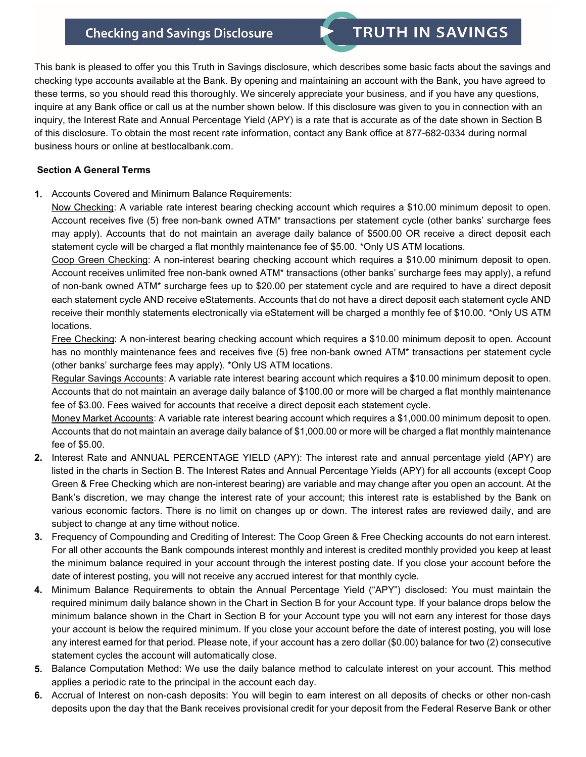# Checking and Savings Disclosure

# TRUTH IN SAVINGS

This bank is pleased to offer you this Truth in Savings disclosure, which describes some basic facts about the savings and checking type accounts available at the Bank. By opening and maintaining an account with the Bank, you have agreed to these terms, so you should read this thoroughly. We sincerely appreciate your business, and if you have any questions, inquire at any Bank office or call us at the number shown below. If this disclosure was given to you in connection with an inquiry, the Interest Rate and Annual Percentage Yield (APY) is a rate that is accurate as of the date shown in Section B of this disclosure. To obtain the most recent rate information, contact any Bank office at 877-682-0334 during normal business hours or online at bestlocalbank.com.

**Section A General Terms**

1. Accounts Covered and Minimum Balance Requirements:
   Now Checking: A variable rate interest bearing checking account which requires a $10.00 minimum deposit to open. Account receives five (5) free non-bank owned ATM* transactions per statement cycle (other banks' surcharge fees may apply). Accounts that do not maintain an average daily balance of $500.00 OR receive a direct deposit each statement cycle will be charged a flat monthly maintenance fee of $5.00. *Only US ATM locations.
   Coop Green Checking: A non-interest bearing checking account which requires a $10.00 minimum deposit to open. Account receives unlimited free non-bank owned ATM* transactions (other banks' surcharge fees may apply), a refund of non-bank owned ATM* surcharge fees up to $20.00 per statement cycle and are required to have a direct deposit each statement cycle AND receive eStatements. Accounts that do not have a direct deposit each statement cycle AND receive their monthly statements electronically via eStatement will be charged a monthly fee of $10.00. *Only US ATM locations.
   Free Checking: A non-interest bearing checking account which requires a $10.00 minimum deposit to open. Account has no monthly maintenance fees and receives five (5) free non-bank owned ATM* transactions per statement cycle (other banks' surcharge fees may apply). *Only US ATM locations.
   Regular Savings Accounts: A variable rate interest bearing account which requires a $10.00 minimum deposit to open. Accounts that do not maintain an average daily balance of $100.00 or more will be charged a flat monthly maintenance fee of $3.00. Fees waived for accounts that receive a direct deposit each statement cycle.
   Money Market Accounts: A variable rate interest bearing account which requires a $1,000.00 minimum deposit to open. Accounts that do not maintain an average daily balance of $1,000.00 or more will be charged a flat monthly maintenance fee of $5.00.
2. Interest Rate and ANNUAL PERCENTAGE YIELD (APY): The interest rate and annual percentage yield (APY) are listed in the charts in Section B. The Interest Rates and Annual Percentage Yields (APY) for all accounts (except Coop Green & Free Checking which are non-interest bearing) are variable and may change after you open an account. At the Bank's discretion, we may change the interest rate of your account; this interest rate is established by the Bank on various economic factors. There is no limit on changes up or down. The interest rates are reviewed daily, and are subject to change at any time without notice.
3. Frequency of Compounding and Crediting of Interest: The Coop Green & Free Checking accounts do not earn interest. For all other accounts the Bank compounds interest monthly and interest is credited monthly provided you keep at least the minimum balance required in your account through the interest posting date. If you close your account before the date of interest posting, you will not receive any accrued interest for that monthly cycle.
4. Minimum Balance Requirements to obtain the Annual Percentage Yield ("APY") disclosed: You must maintain the required minimum daily balance shown in the Chart in Section B for your Account type. If your balance drops below the minimum balance shown in the Chart in Section B for your Account type you will not earn any interest for those days your account is below the required minimum. If you close your account before the date of interest posting, you will lose any interest earned for that period. Please note, if your account has a zero dollar ($0.00) balance for two (2) consecutive statement cycles the account will automatically close.
5. Balance Computation Method: We use the daily balance method to calculate interest on your account. This method applies a periodic rate to the principal in the account each day.
6. Accrual of Interest on non-cash deposits: You will begin to earn interest on all deposits of checks or other non-cash deposits upon the day that the Bank receives provisional credit for your deposit from the Federal Reserve Bank or other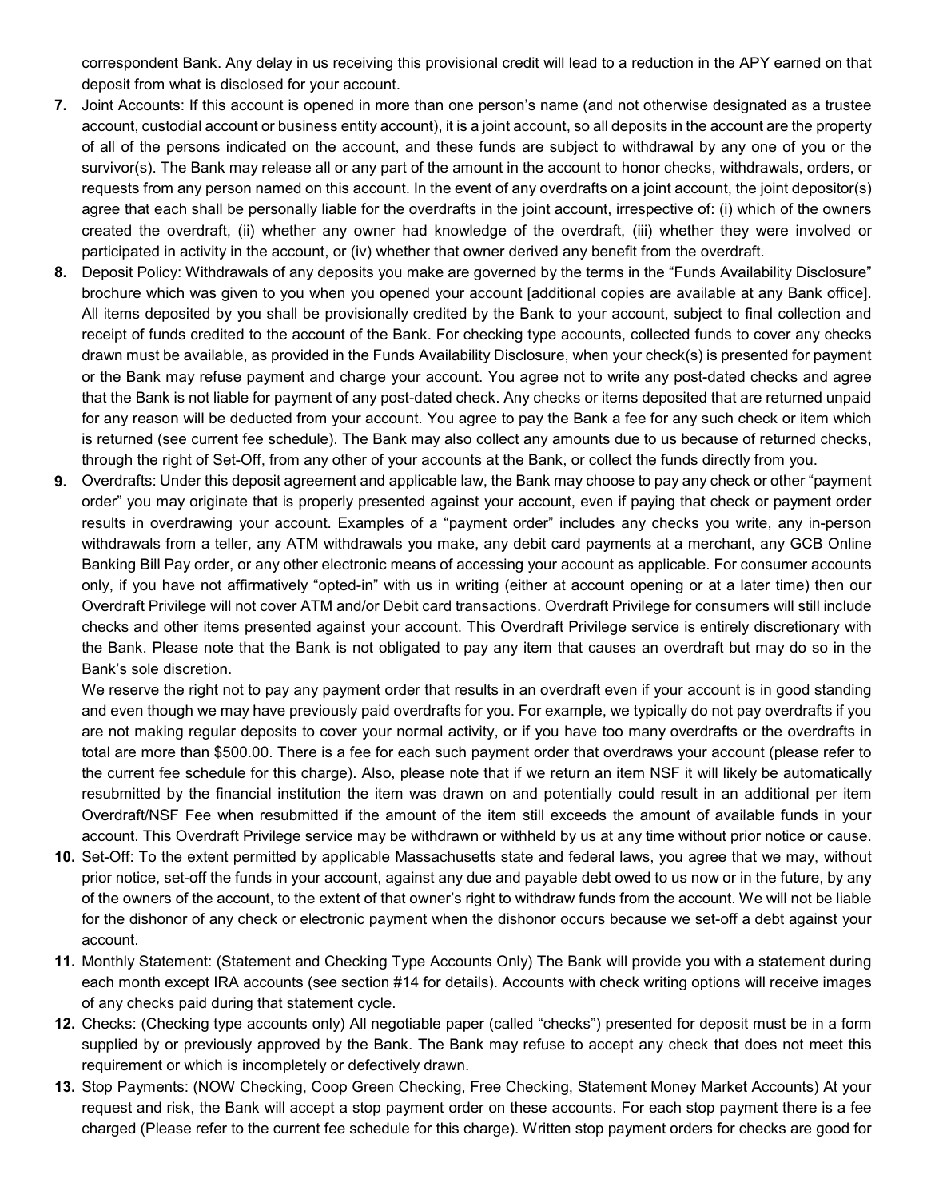correspondent Bank. Any delay in us receiving this provisional credit will lead to a reduction in the APY earned on that deposit from what is disclosed for your account.

7. Joint Accounts: If this account is opened in more than one person's name (and not otherwise designated as a trustee account, custodial account or business entity account), it is a joint account, so all deposits in the account are the property of all of the persons indicated on the account, and these funds are subject to withdrawal by any one of you or the survivor(s). The Bank may release all or any part of the amount in the account to honor checks, withdrawals, orders, or requests from any person named on this account. In the event of any overdrafts on a joint account, the joint depositor(s) agree that each shall be personally liable for the overdrafts in the joint account, irrespective of: (i) which of the owners created the overdraft, (ii) whether any owner had knowledge of the overdraft, (iii) whether they were involved or participated in activity in the account, or (iv) whether that owner derived any benefit from the overdraft.
8. Deposit Policy: Withdrawals of any deposits you make are governed by the terms in the "Funds Availability Disclosure" brochure which was given to you when you opened your account [additional copies are available at any Bank office]. All items deposited by you shall be provisionally credited by the Bank to your account, subject to final collection and receipt of funds credited to the account of the Bank. For checking type accounts, collected funds to cover any checks drawn must be available, as provided in the Funds Availability Disclosure, when your check(s) is presented for payment or the Bank may refuse payment and charge your account. You agree not to write any post-dated checks and agree that the Bank is not liable for payment of any post-dated check. Any checks or items deposited that are returned unpaid for any reason will be deducted from your account. You agree to pay the Bank a fee for any such check or item which is returned (see current fee schedule). The Bank may also collect any amounts due to us because of returned checks, through the right of Set-Off, from any other of your accounts at the Bank, or collect the funds directly from you.
9. Overdrafts: Under this deposit agreement and applicable law, the Bank may choose to pay any check or other "payment order" you may originate that is properly presented against your account, even if paying that check or payment order results in overdrawing your account. Examples of a "payment order" includes any checks you write, any in-person withdrawals from a teller, any ATM withdrawals you make, any debit card payments at a merchant, any GCB Online Banking Bill Pay order, or any other electronic means of accessing your account as applicable. For consumer accounts only, if you have not affirmatively "opted-in" with us in writing (either at account opening or at a later time) then our Overdraft Privilege will not cover ATM and/or Debit card transactions. Overdraft Privilege for consumers will still include checks and other items presented against your account. This Overdraft Privilege service is entirely discretionary with the Bank. Please note that the Bank is not obligated to pay any item that causes an overdraft but may do so in the Bank's sole discretion.

   We reserve the right not to pay any payment order that results in an overdraft even if your account is in good standing and even though we may have previously paid overdrafts for you. For example, we typically do not pay overdrafts if you are not making regular deposits to cover your normal activity, or if you have too many overdrafts or the overdrafts in total are more than $500.00. There is a fee for each such payment order that overdraws your account (please refer to the current fee schedule for this charge). Also, please note that if we return an item NSF it will likely be automatically resubmitted by the financial institution the item was drawn on and potentially could result in an additional per item Overdraft/NSF Fee when resubmitted if the amount of the item still exceeds the amount of available funds in your account. This Overdraft Privilege service may be withdrawn or withheld by us at any time without prior notice or cause.
10. Set-Off: To the extent permitted by applicable Massachusetts state and federal laws, you agree that we may, without prior notice, set-off the funds in your account, against any due and payable debt owed to us now or in the future, by any of the owners of the account, to the extent of that owner's right to withdraw funds from the account. We will not be liable for the dishonor of any check or electronic payment when the dishonor occurs because we set-off a debt against your account.
11. Monthly Statement: (Statement and Checking Type Accounts Only) The Bank will provide you with a statement during each month except IRA accounts (see section #14 for details). Accounts with check writing options will receive images of any checks paid during that statement cycle.
12. Checks: (Checking type accounts only) All negotiable paper (called "checks") presented for deposit must be in a form supplied by or previously approved by the Bank. The Bank may refuse to accept any check that does not meet this requirement or which is incompletely or defectively drawn.
13. Stop Payments: (NOW Checking, Coop Green Checking, Free Checking, Statement Money Market Accounts) At your request and risk, the Bank will accept a stop payment order on these accounts. For each stop payment there is a fee charged (Please refer to the current fee schedule for this charge). Written stop payment orders for checks are good for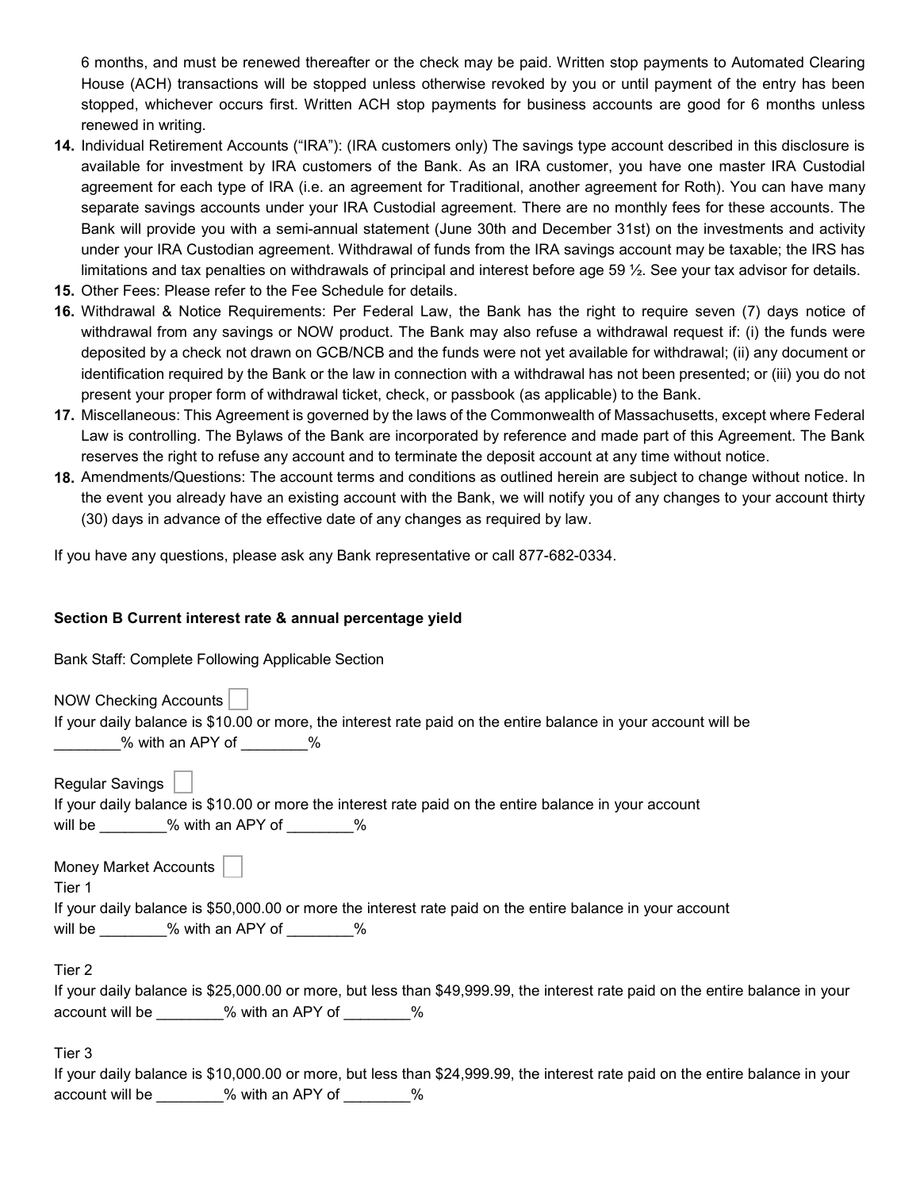6 months, and must be renewed thereafter or the check may be paid. Written stop payments to Automated Clearing House (ACH) transactions will be stopped unless otherwise revoked by you or until payment of the entry has been stopped, whichever occurs first. Written ACH stop payments for business accounts are good for 6 months unless renewed in writing.

14. Individual Retirement Accounts ("IRA"): (IRA customers only) The savings type account described in this disclosure is available for investment by IRA customers of the Bank. As an IRA customer, you have one master IRA Custodial agreement for each type of IRA (i.e. an agreement for Traditional, another agreement for Roth). You can have many separate savings accounts under your IRA Custodial agreement. There are no monthly fees for these accounts. The Bank will provide you with a semi-annual statement (June 30th and December 31st) on the investments and activity under your IRA Custodian agreement. Withdrawal of funds from the IRA savings account may be taxable; the IRS has limitations and tax penalties on withdrawals of principal and interest before age 59 ½. See your tax advisor for details.
15. Other Fees: Please refer to the Fee Schedule for details.
16. Withdrawal & Notice Requirements: Per Federal Law, the Bank has the right to require seven (7) days notice of withdrawal from any savings or NOW product. The Bank may also refuse a withdrawal request if: (i) the funds were deposited by a check not drawn on GCB/NCB and the funds were not yet available for withdrawal; (ii) any document or identification required by the Bank or the law in connection with a withdrawal has not been presented; or (iii) you do not present your proper form of withdrawal ticket, check, or passbook (as applicable) to the Bank.
17. Miscellaneous: This Agreement is governed by the laws of the Commonwealth of Massachusetts, except where Federal Law is controlling. The Bylaws of the Bank are incorporated by reference and made part of this Agreement. The Bank reserves the right to refuse any account and to terminate the deposit account at any time without notice.
18. Amendments/Questions: The account terms and conditions as outlined herein are subject to change without notice. In the event you already have an existing account with the Bank, we will notify you of any changes to your account thirty (30) days in advance of the effective date of any changes as required by law.

If you have any questions, please ask any Bank representative or call 877-682-0334.

**Section B Current interest rate & annual percentage yield**

Bank Staff: Complete Following Applicable Section

NOW Checking Accounts ☐

If your daily balance is $10.00 or more, the interest rate paid on the entire balance in your account will be ________% with an APY of ________%

Regular Savings ☐

If your daily balance is $10.00 or more the interest rate paid on the entire balance in your account will be ________% with an APY of ________%

Money Market Accounts ☐

Tier 1

If your daily balance is $50,000.00 or more the interest rate paid on the entire balance in your account will be ________% with an APY of ________%

Tier 2

If your daily balance is $25,000.00 or more, but less than $49,999.99, the interest rate paid on the entire balance in your account will be ________% with an APY of ________%

Tier 3

If your daily balance is $10,000.00 or more, but less than $24,999.99, the interest rate paid on the entire balance in your account will be ________% with an APY of ________%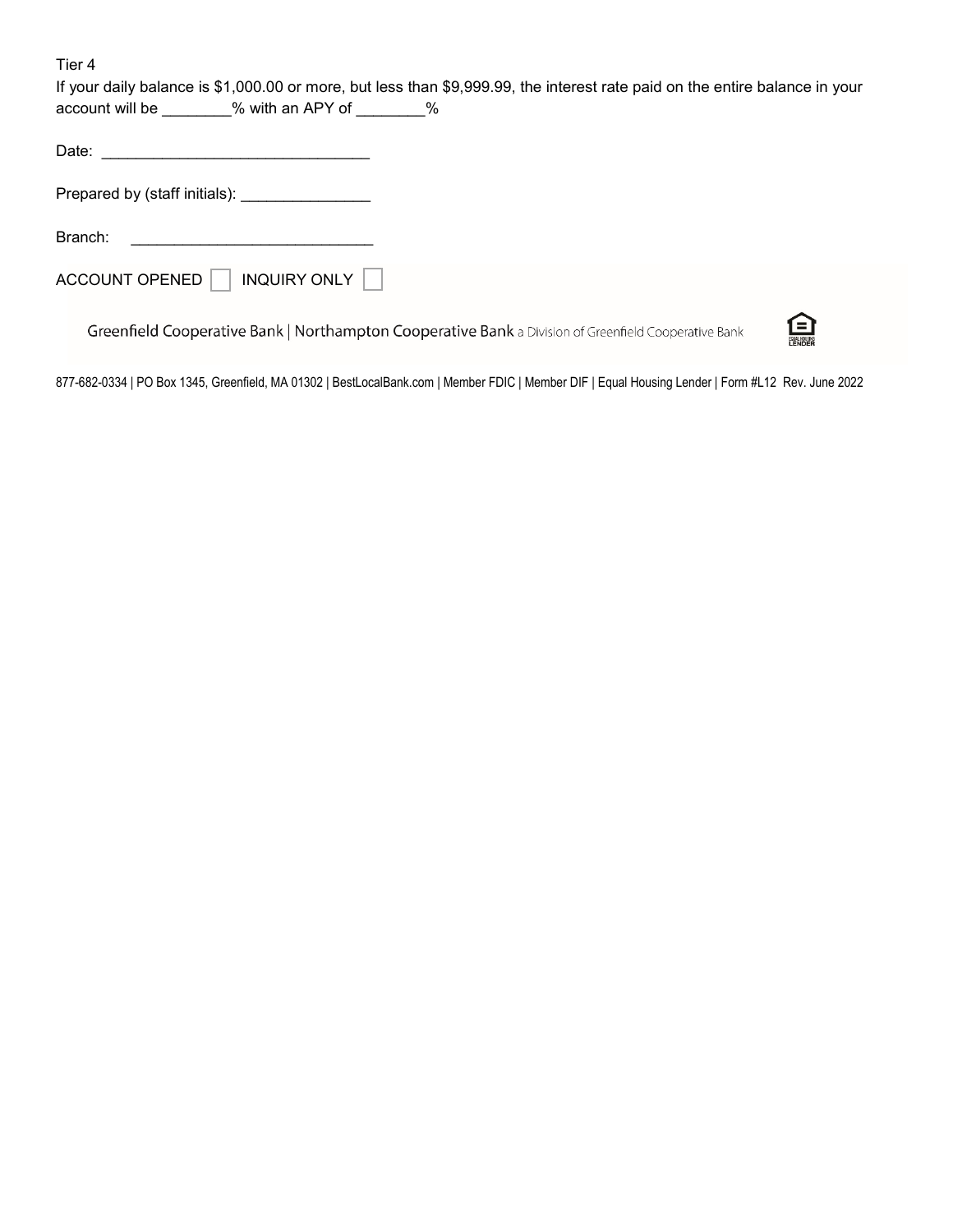Tier 4

If your daily balance is $1,000.00 or more, but less than $9,999.99, the interest rate paid on the entire balance in your account will be ________% with an APY of ________%

Date: ______________________________

Prepared by (staff initials): ______________

Branch: ___________________________

ACCOUNT OPENED ☐ INQUIRY ONLY ☐

Greenfield Cooperative Bank | Northampton Cooperative Bank a Division of Greenfield Cooperative Bank

877-682-0334 | PO Box 1345, Greenfield, MA 01302 | BestLocalBank.com | Member FDIC | Member DIF | Equal Housing Lender | Form #L12 Rev. June 2022